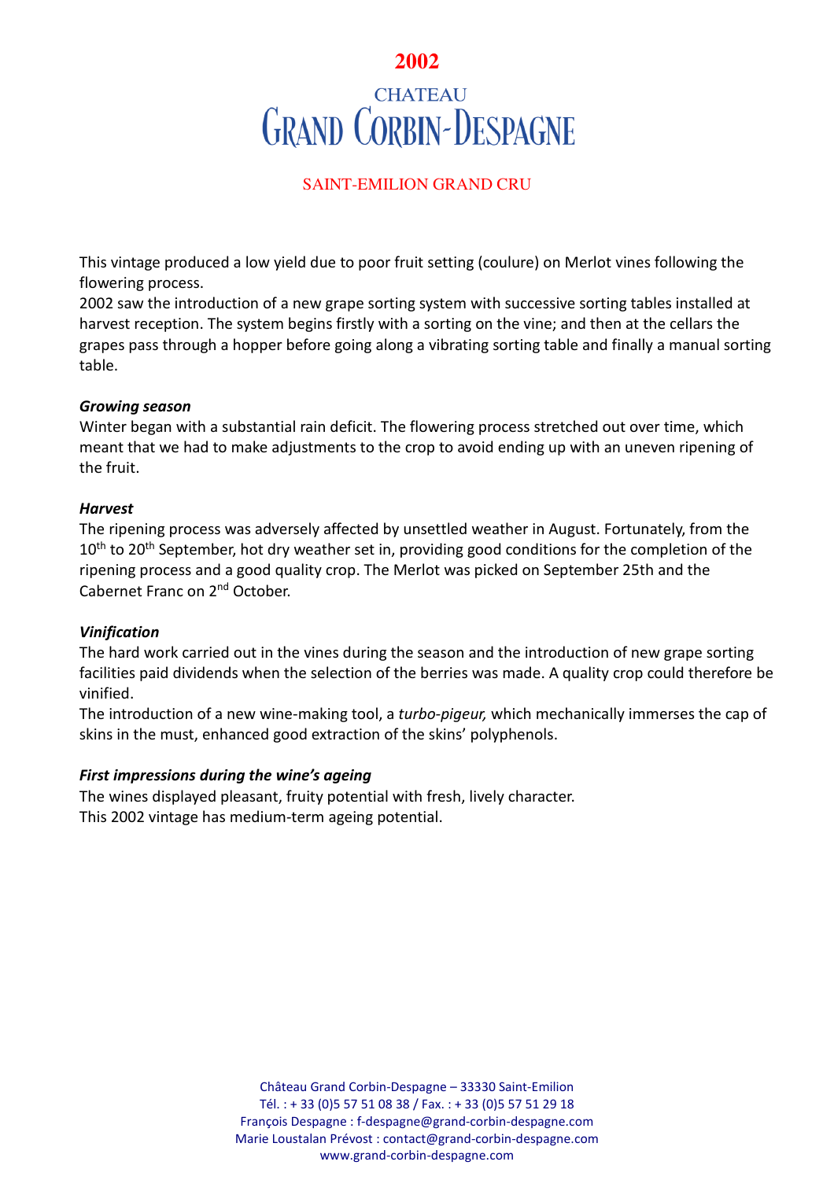# 2002

## CHATEAU GRAND CORBIN-DESPAGNE

### SAINT-EMILION GRAND CRU

This vintage produced a low yield due to poor fruit setting (coulure) on Merlot vines following the flowering process.
2002 saw the introduction of a new grape sorting system with successive sorting tables installed at harvest reception. The system begins firstly with a sorting on the vine; and then at the cellars the grapes pass through a hopper before going along a vibrating sorting table and finally a manual sorting table.

***Growing season***
Winter began with a substantial rain deficit. The flowering process stretched out over time, which meant that we had to make adjustments to the crop to avoid ending up with an uneven ripening of the fruit.

***Harvest***
The ripening process was adversely affected by unsettled weather in August. Fortunately, from the 10th to 20th September, hot dry weather set in, providing good conditions for the completion of the ripening process and a good quality crop. The Merlot was picked on September 25th and the Cabernet Franc on 2nd October.

***Vinification***
The hard work carried out in the vines during the season and the introduction of new grape sorting facilities paid dividends when the selection of the berries was made. A quality crop could therefore be vinified.
The introduction of a new wine-making tool, a *turbo-pigeur,* which mechanically immerses the cap of skins in the must, enhanced good extraction of the skins' polyphenols.

***First impressions during the wine's ageing***
The wines displayed pleasant, fruity potential with fresh, lively character.
This 2002 vintage has medium-term ageing potential.

Château Grand Corbin-Despagne – 33330 Saint-Emilion
Tél. : + 33 (0)5 57 51 08 38 / Fax. : + 33 (0)5 57 51 29 18
François Despagne : f-despagne@grand-corbin-despagne.com
Marie Loustalan Prévost : contact@grand-corbin-despagne.com
www.grand-corbin-despagne.com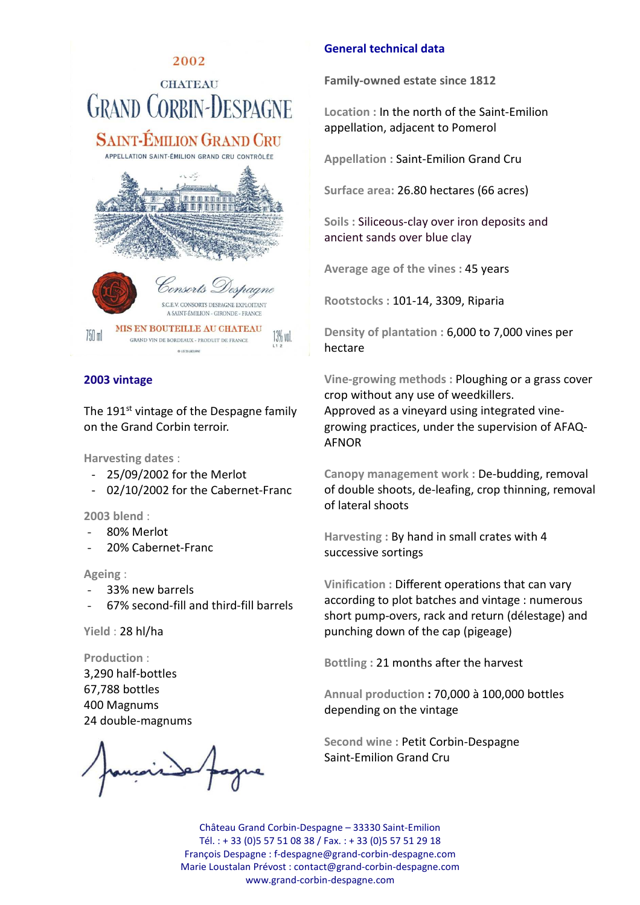2002

CHATEAU

GRAND CORBIN-DESPAGNE

SAINT-ÉMILION GRAND CRU

APPELLATION SAINT-ÉMILION GRAND CRU CONTRÔLÉE

Consorts Despagne

S.C.E.V. CONSORTS DESPAGNE EXPLOITANT
A SAINT-ÉMILION - GIRONDE - FRANCE

750 ml

MIS EN BOUTEILLE AU CHATEAU

GRAND VIN DE BORDEAUX - PRODUIT DE FRANCE

13% vol.

## 2003 vintage

The 191st vintage of the Despagne family on the Grand Corbin terroir.

**Harvesting dates** :

- 25/09/2002 for the Merlot
- 02/10/2002 for the Cabernet-Franc

**2003 blend** :

- 80% Merlot
- 20% Cabernet-Franc

**Ageing** :

- 33% new barrels
- 67% second-fill and third-fill barrels

**Yield** : 28 hl/ha

**Production** :
3,290 half-bottles
67,788 bottles
400 Magnums
24 double-magnums

## General technical data

**Family-owned estate since 1812**

**Location :** In the north of the Saint-Emilion appellation, adjacent to Pomerol

**Appellation :** Saint-Emilion Grand Cru

**Surface area:** 26.80 hectares (66 acres)

**Soils :** Siliceous-clay over iron deposits and ancient sands over blue clay

**Average age of the vines :** 45 years

**Rootstocks :** 101-14, 3309, Riparia

**Density of plantation :** 6,000 to 7,000 vines per hectare

**Vine-growing methods :** Ploughing or a grass cover crop without any use of weedkillers.
Approved as a vineyard using integrated vine-growing practices, under the supervision of AFAQ-AFNOR

**Canopy management work :** De-budding, removal of double shoots, de-leafing, crop thinning, removal of lateral shoots

**Harvesting :** By hand in small crates with 4 successive sortings

**Vinification :** Different operations that can vary according to plot batches and vintage : numerous short pump-overs, rack and return (délestage) and punching down of the cap (pigeage)

**Bottling :** 21 months after the harvest

**Annual production :** 70,000 à 100,000 bottles depending on the vintage

**Second wine :** Petit Corbin-Despagne Saint-Emilion Grand Cru

Château Grand Corbin-Despagne – 33330 Saint-Emilion
Tél. : + 33 (0)5 57 51 08 38 / Fax. : + 33 (0)5 57 51 29 18
François Despagne : f-despagne@grand-corbin-despagne.com
Marie Loustalan Prévost : contact@grand-corbin-despagne.com
www.grand-corbin-despagne.com